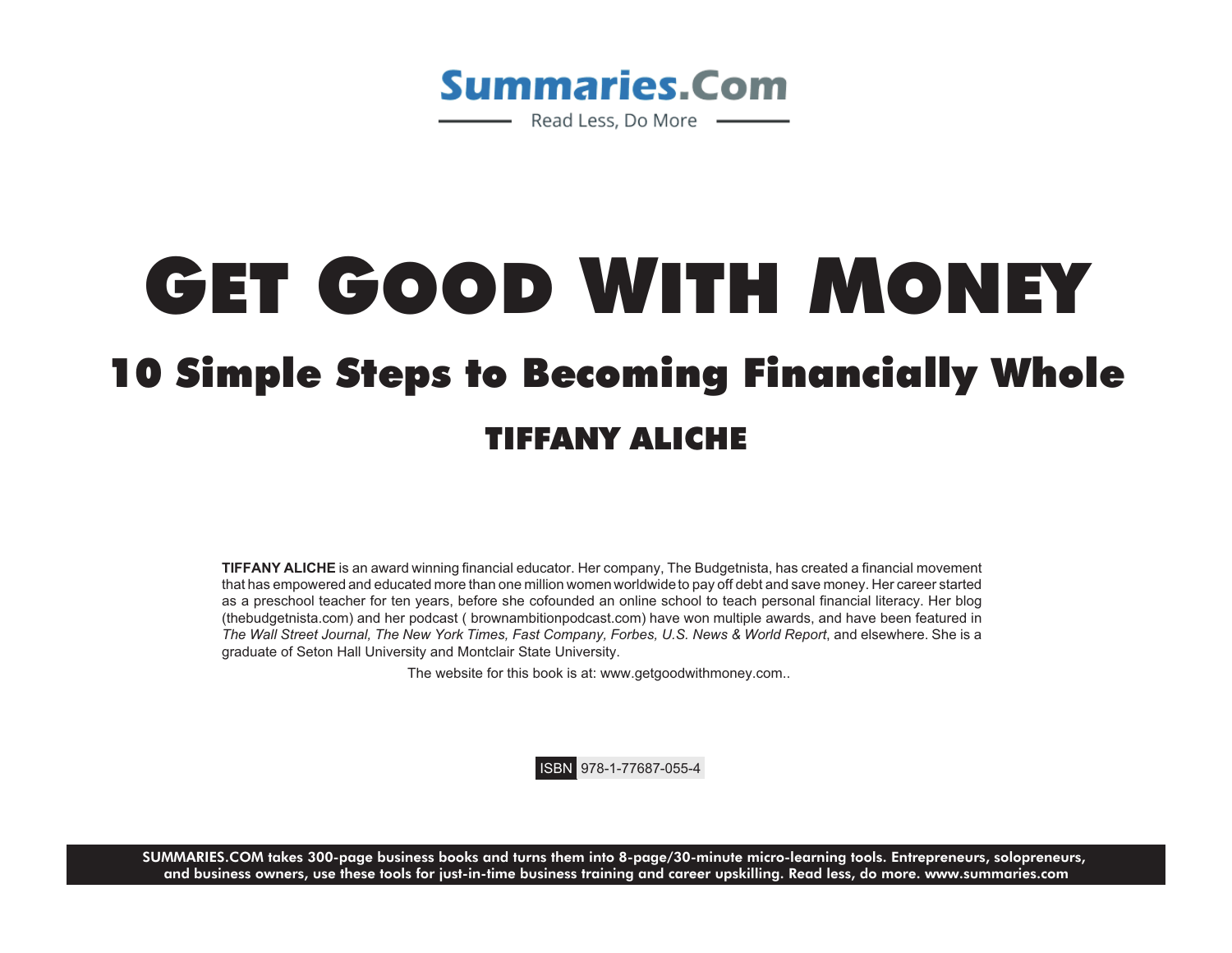Summaries.Com

Read Less, Do More

# GET GOOD WITH MONEY

## 10 Simple Steps to Becoming Financially Whole

### TIFFANY ALICHE

**TIFFANY ALICHE** is an award winning financial educator. Her company, The Budgetnista, has created a financial movement that has empowered and educated more than one million women worldwide to pay off debt and save money. Her career started as a preschool teacher for ten years, before she cofounded an online school to teach personal financial literacy. Her blog (thebudgetnista.com) and her podcast ( brownambitionpodcast.com) have won multiple awards, and have been featured in *The Wall Street Journal, The New York Times, Fast Company, Forbes, U.S. News & World Report*, and elsewhere. She is a graduate of Seton Hall University and Montclair State University.

The website for this book is at: www.getgoodwithmoney.com..

ISBN 978-1-77687-055-4

**SUMMARIES.COM takes 300-page business books and turns them into 8-page/30-minute micro-learning tools. Entrepreneurs, solopreneurs, and business owners, use these tools for just-in-time business training and career upskilling. Read less, do more. www.summaries.com**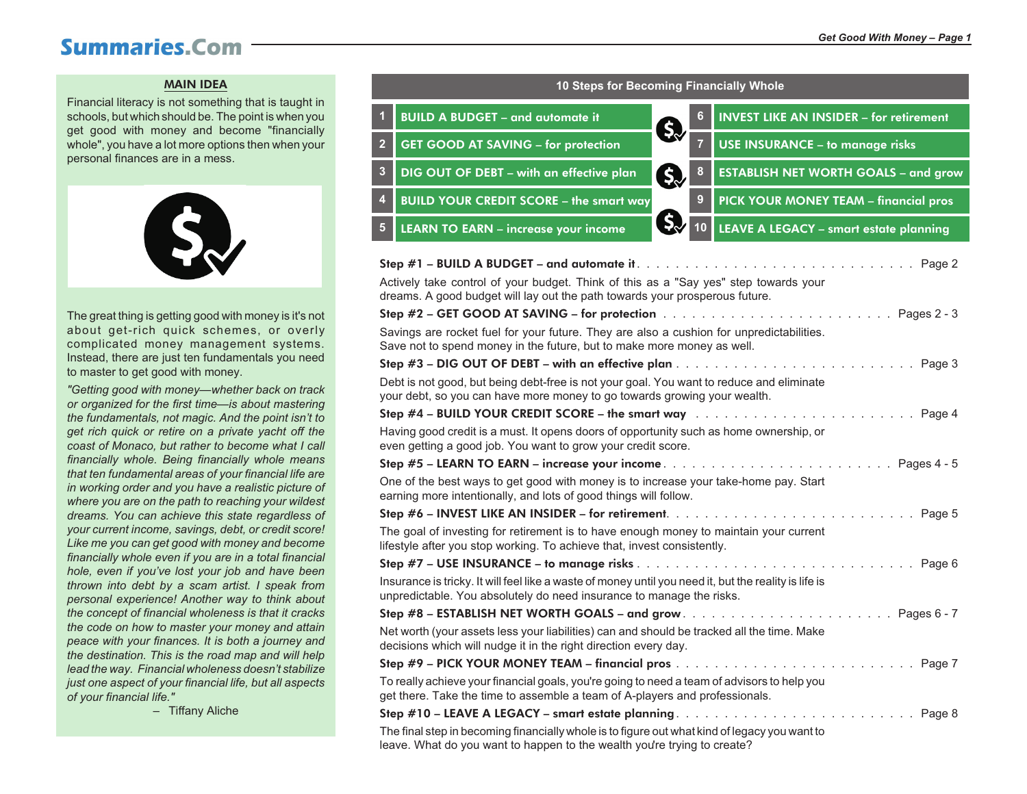## MAIN IDEA

Financial literacy is not something that is taught in schools, but which should be. The point is when you get good with money and become "financially whole", you have a lot more options then when your personal finances are in a mess.

The great thing is getting good with money is it's not about get-rich quick schemes, or overly complicated money management systems. Instead, there are just ten fundamentals you need to master to get good with money.

*"Getting good with money—whether back on track or organized for the first time—is about mastering the fundamentals, not magic. And the point isn't to get rich quick or retire on a private yacht off the coast of Monaco, but rather to become what I call financially whole. Being financially whole means that ten fundamental areas of your financial life are in working order and you have a realistic picture of where you are on the path to reaching your wildest dreams. You can achieve this state regardless of your current income, savings, debt, or credit score! Like me you can get good with money and become financially whole even if you are in a total financial hole, even if you've lost your job and have been thrown into debt by a scam artist. I speak from personal experience! Another way to think about the concept of financial wholeness is that it cracks the code on how to master your money and attain peace with your finances. It is both a journey and the destination. This is the road map and will help lead the way. Financial wholeness doesn't stabilize just one aspect of your financial life, but all aspects of your financial life."*

– Tiffany Aliche

## 10 Steps for Becoming Financially Whole

| | | | |
|---|---|---|---|
| 1 | BUILD A BUDGET – and automate it | 6 | INVEST LIKE AN INSIDER – for retirement |
| 2 | GET GOOD AT SAVING – for protection | 7 | USE INSURANCE – to manage risks |
| 3 | DIG OUT OF DEBT – with an effective plan | 8 | ESTABLISH NET WORTH GOALS – and grow |
| 4 | BUILD YOUR CREDIT SCORE – the smart way | 9 | PICK YOUR MONEY TEAM – financial pros |
| 5 | LEARN TO EARN – increase your income | 10 | LEAVE A LEGACY – smart estate planning |

**Step #1 – BUILD A BUDGET – and automate it** . . . . . . . . . . Page 2

Actively take control of your budget. Think of this as a "Say yes" step towards your dreams. A good budget will lay out the path towards your prosperous future.

**Step #2 – GET GOOD AT SAVING – for protection** . . . . . . . . . . Pages 2 - 3

Savings are rocket fuel for your future. They are also a cushion for unpredictabilities. Save not to spend money in the future, but to make more money as well.

**Step #3 – DIG OUT OF DEBT – with an effective plan** . . . . . . . . . . Page 3

Debt is not good, but being debt-free is not your goal. You want to reduce and eliminate your debt, so you can have more money to go towards growing your wealth.

**Step #4 – BUILD YOUR CREDIT SCORE – the smart way** . . . . . . . . . . Page 4

Having good credit is a must. It opens doors of opportunity such as home ownership, or even getting a good job. You want to grow your credit score.

**Step #5 – LEARN TO EARN – increase your income** . . . . . . . . . . Pages 4 - 5

One of the best ways to get good with money is to increase your take-home pay. Start earning more intentionally, and lots of good things will follow.

**Step #6 – INVEST LIKE AN INSIDER – for retirement** . . . . . . . . . . Page 5

The goal of investing for retirement is to have enough money to maintain your current lifestyle after you stop working. To achieve that, invest consistently.

**Step #7 – USE INSURANCE – to manage risks** . . . . . . . . . . Page 6

Insurance is tricky. It will feel like a waste of money until you need it, but the reality is life is unpredictable. You absolutely do need insurance to manage the risks.

**Step #8 – ESTABLISH NET WORTH GOALS – and grow** . . . . . . . . . . Pages 6 - 7

Net worth (your assets less your liabilities) can and should be tracked all the time. Make decisions which will nudge it in the right direction every day.

**Step #9 – PICK YOUR MONEY TEAM – financial pros** . . . . . . . . . . Page 7

To really achieve your financial goals, you're going to need a team of advisors to help you get there. Take the time to assemble a team of A-players and professionals.

**Step #10 – LEAVE A LEGACY – smart estate planning** . . . . . . . . . . Page 8

The final step in becoming financially whole is to figure out what kind of legacy you want to leave. What do you want to happen to the wealth you're trying to create?